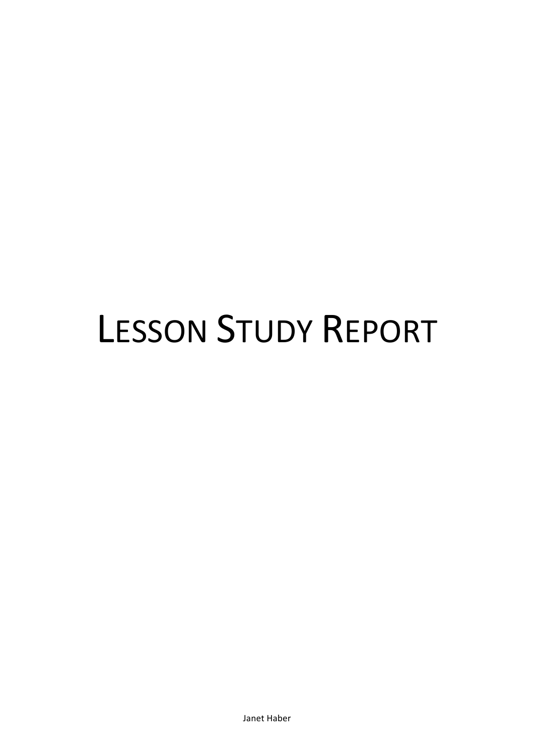# LESSON STUDY REPORT

Janet Haber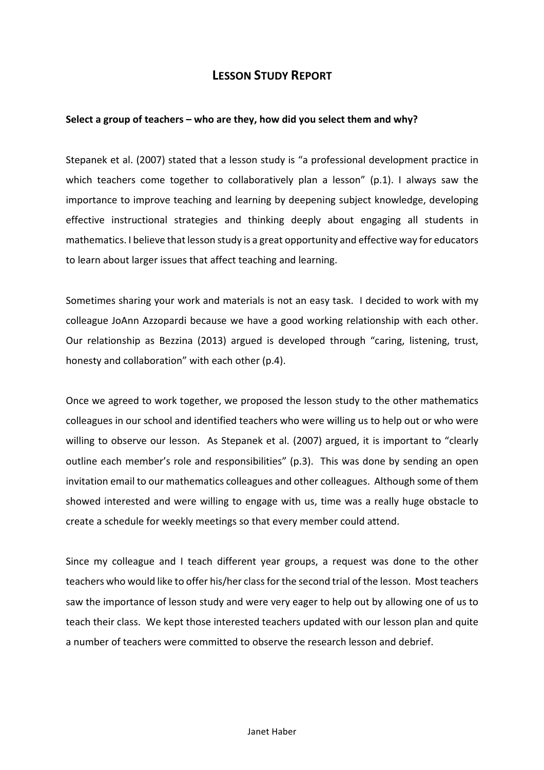# LESSON STUDY REPORT

**Select a group of teachers – who are they, how did you select them and why?**

Stepanek et al. (2007) stated that a lesson study is "a professional development practice in which teachers come together to collaboratively plan a lesson" (p.1). I always saw the importance to improve teaching and learning by deepening subject knowledge, developing effective instructional strategies and thinking deeply about engaging all students in mathematics. I believe that lesson study is a great opportunity and effective way for educators to learn about larger issues that affect teaching and learning.

Sometimes sharing your work and materials is not an easy task. I decided to work with my colleague JoAnn Azzopardi because we have a good working relationship with each other. Our relationship as Bezzina (2013) argued is developed through "caring, listening, trust, honesty and collaboration" with each other (p.4).

Once we agreed to work together, we proposed the lesson study to the other mathematics colleagues in our school and identified teachers who were willing us to help out or who were willing to observe our lesson. As Stepanek et al. (2007) argued, it is important to "clearly outline each member's role and responsibilities" (p.3). This was done by sending an open invitation email to our mathematics colleagues and other colleagues. Although some of them showed interested and were willing to engage with us, time was a really huge obstacle to create a schedule for weekly meetings so that every member could attend.

Since my colleague and I teach different year groups, a request was done to the other teachers who would like to offer his/her class for the second trial of the lesson. Most teachers saw the importance of lesson study and were very eager to help out by allowing one of us to teach their class. We kept those interested teachers updated with our lesson plan and quite a number of teachers were committed to observe the research lesson and debrief.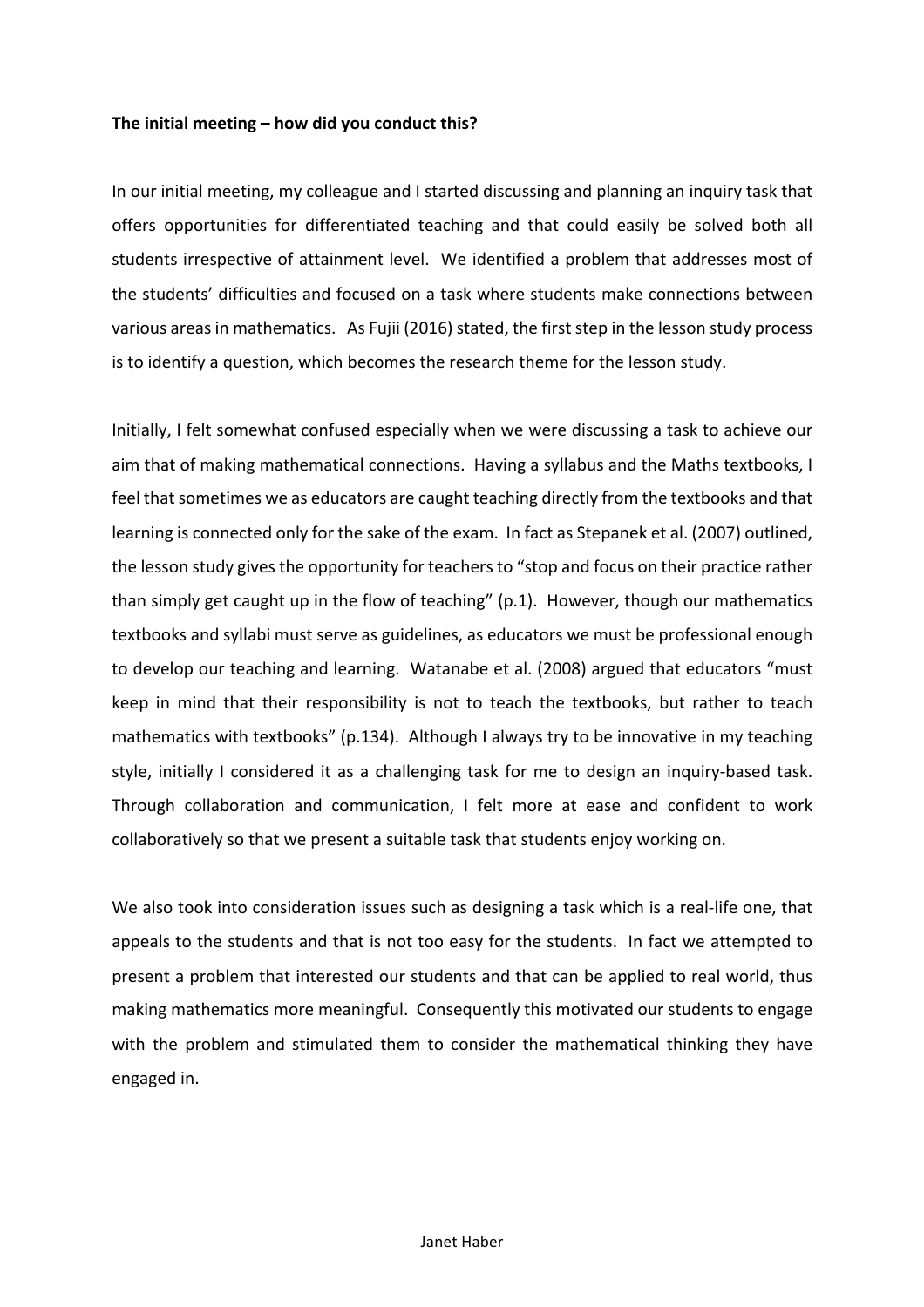**The initial meeting – how did you conduct this?**

In our initial meeting, my colleague and I started discussing and planning an inquiry task that offers opportunities for differentiated teaching and that could easily be solved both all students irrespective of attainment level. We identified a problem that addresses most of the students' difficulties and focused on a task where students make connections between various areas in mathematics. As Fujii (2016) stated, the first step in the lesson study process is to identify a question, which becomes the research theme for the lesson study.

Initially, I felt somewhat confused especially when we were discussing a task to achieve our aim that of making mathematical connections. Having a syllabus and the Maths textbooks, I feel that sometimes we as educators are caught teaching directly from the textbooks and that learning is connected only for the sake of the exam. In fact as Stepanek et al. (2007) outlined, the lesson study gives the opportunity for teachers to "stop and focus on their practice rather than simply get caught up in the flow of teaching" (p.1). However, though our mathematics textbooks and syllabi must serve as guidelines, as educators we must be professional enough to develop our teaching and learning. Watanabe et al. (2008) argued that educators "must keep in mind that their responsibility is not to teach the textbooks, but rather to teach mathematics with textbooks" (p.134). Although I always try to be innovative in my teaching style, initially I considered it as a challenging task for me to design an inquiry-based task. Through collaboration and communication, I felt more at ease and confident to work collaboratively so that we present a suitable task that students enjoy working on.

We also took into consideration issues such as designing a task which is a real-life one, that appeals to the students and that is not too easy for the students. In fact we attempted to present a problem that interested our students and that can be applied to real world, thus making mathematics more meaningful. Consequently this motivated our students to engage with the problem and stimulated them to consider the mathematical thinking they have engaged in.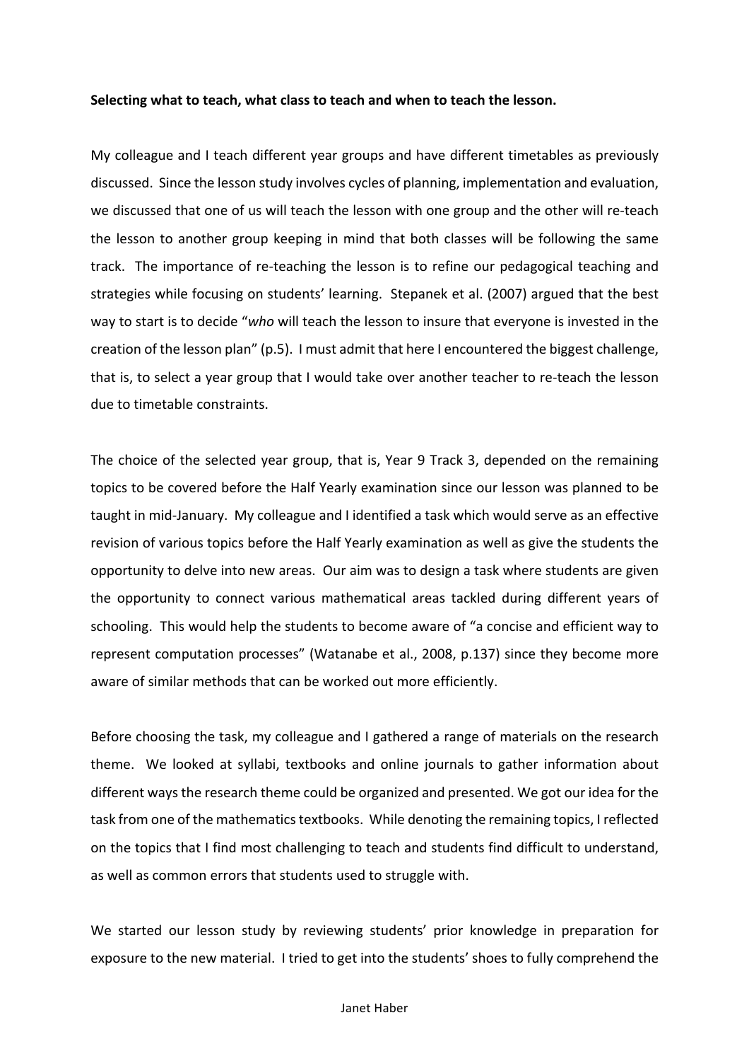**Selecting what to teach, what class to teach and when to teach the lesson.**

My colleague and I teach different year groups and have different timetables as previously discussed. Since the lesson study involves cycles of planning, implementation and evaluation, we discussed that one of us will teach the lesson with one group and the other will re-teach the lesson to another group keeping in mind that both classes will be following the same track. The importance of re-teaching the lesson is to refine our pedagogical teaching and strategies while focusing on students' learning. Stepanek et al. (2007) argued that the best way to start is to decide "*who* will teach the lesson to insure that everyone is invested in the creation of the lesson plan" (p.5). I must admit that here I encountered the biggest challenge, that is, to select a year group that I would take over another teacher to re-teach the lesson due to timetable constraints.

The choice of the selected year group, that is, Year 9 Track 3, depended on the remaining topics to be covered before the Half Yearly examination since our lesson was planned to be taught in mid-January. My colleague and I identified a task which would serve as an effective revision of various topics before the Half Yearly examination as well as give the students the opportunity to delve into new areas. Our aim was to design a task where students are given the opportunity to connect various mathematical areas tackled during different years of schooling. This would help the students to become aware of "a concise and efficient way to represent computation processes" (Watanabe et al., 2008, p.137) since they become more aware of similar methods that can be worked out more efficiently.

Before choosing the task, my colleague and I gathered a range of materials on the research theme. We looked at syllabi, textbooks and online journals to gather information about different ways the research theme could be organized and presented. We got our idea for the task from one of the mathematics textbooks. While denoting the remaining topics, I reflected on the topics that I find most challenging to teach and students find difficult to understand, as well as common errors that students used to struggle with.

We started our lesson study by reviewing students' prior knowledge in preparation for exposure to the new material. I tried to get into the students' shoes to fully comprehend the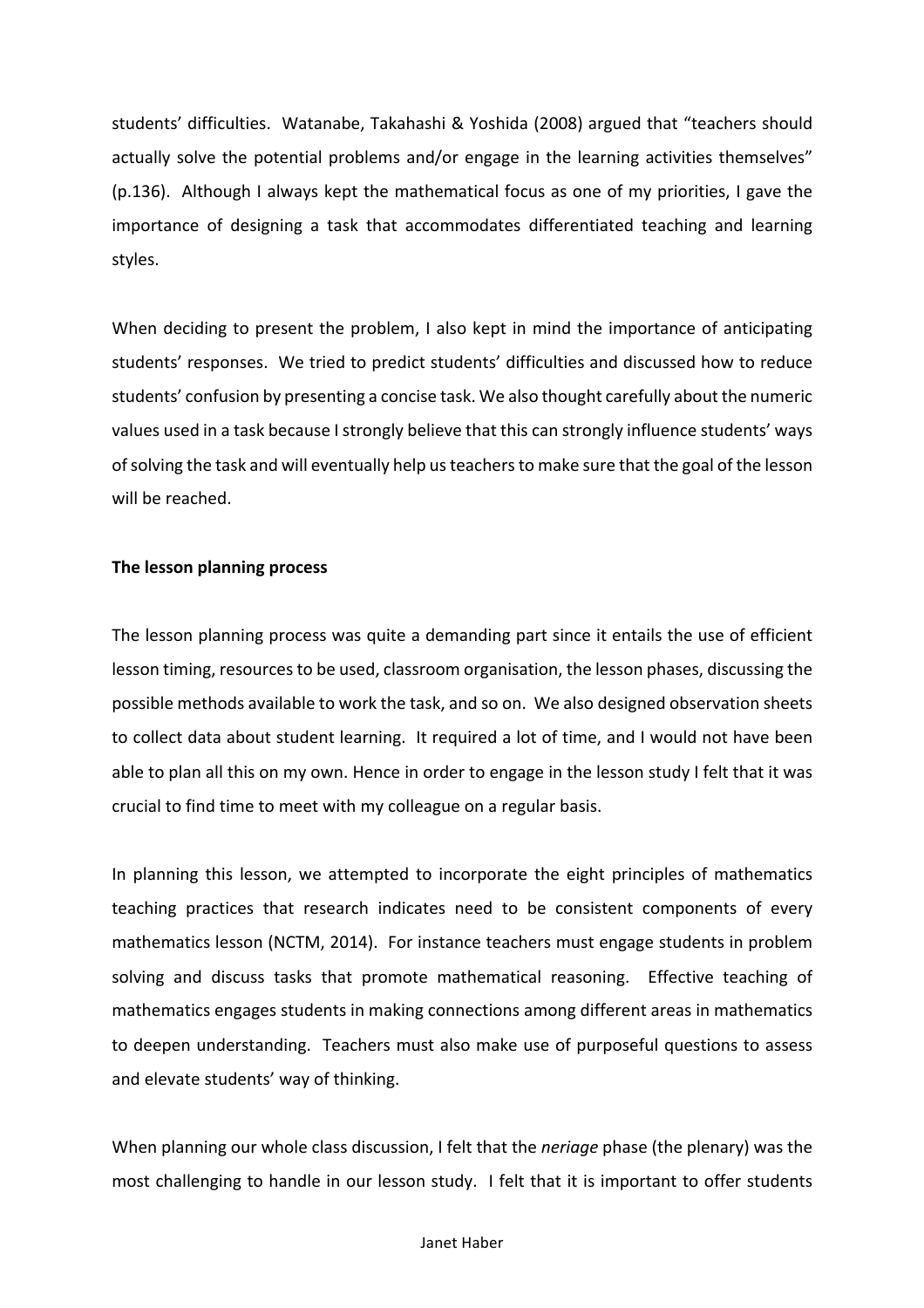students' difficulties. Watanabe, Takahashi & Yoshida (2008) argued that "teachers should actually solve the potential problems and/or engage in the learning activities themselves" (p.136). Although I always kept the mathematical focus as one of my priorities, I gave the importance of designing a task that accommodates differentiated teaching and learning styles.

When deciding to present the problem, I also kept in mind the importance of anticipating students' responses. We tried to predict students' difficulties and discussed how to reduce students' confusion by presenting a concise task. We also thought carefully about the numeric values used in a task because I strongly believe that this can strongly influence students' ways of solving the task and will eventually help us teachers to make sure that the goal of the lesson will be reached.

**The lesson planning process**

The lesson planning process was quite a demanding part since it entails the use of efficient lesson timing, resources to be used, classroom organisation, the lesson phases, discussing the possible methods available to work the task, and so on. We also designed observation sheets to collect data about student learning. It required a lot of time, and I would not have been able to plan all this on my own. Hence in order to engage in the lesson study I felt that it was crucial to find time to meet with my colleague on a regular basis.

In planning this lesson, we attempted to incorporate the eight principles of mathematics teaching practices that research indicates need to be consistent components of every mathematics lesson (NCTM, 2014). For instance teachers must engage students in problem solving and discuss tasks that promote mathematical reasoning. Effective teaching of mathematics engages students in making connections among different areas in mathematics to deepen understanding. Teachers must also make use of purposeful questions to assess and elevate students' way of thinking.

When planning our whole class discussion, I felt that the *neriage* phase (the plenary) was the most challenging to handle in our lesson study. I felt that it is important to offer students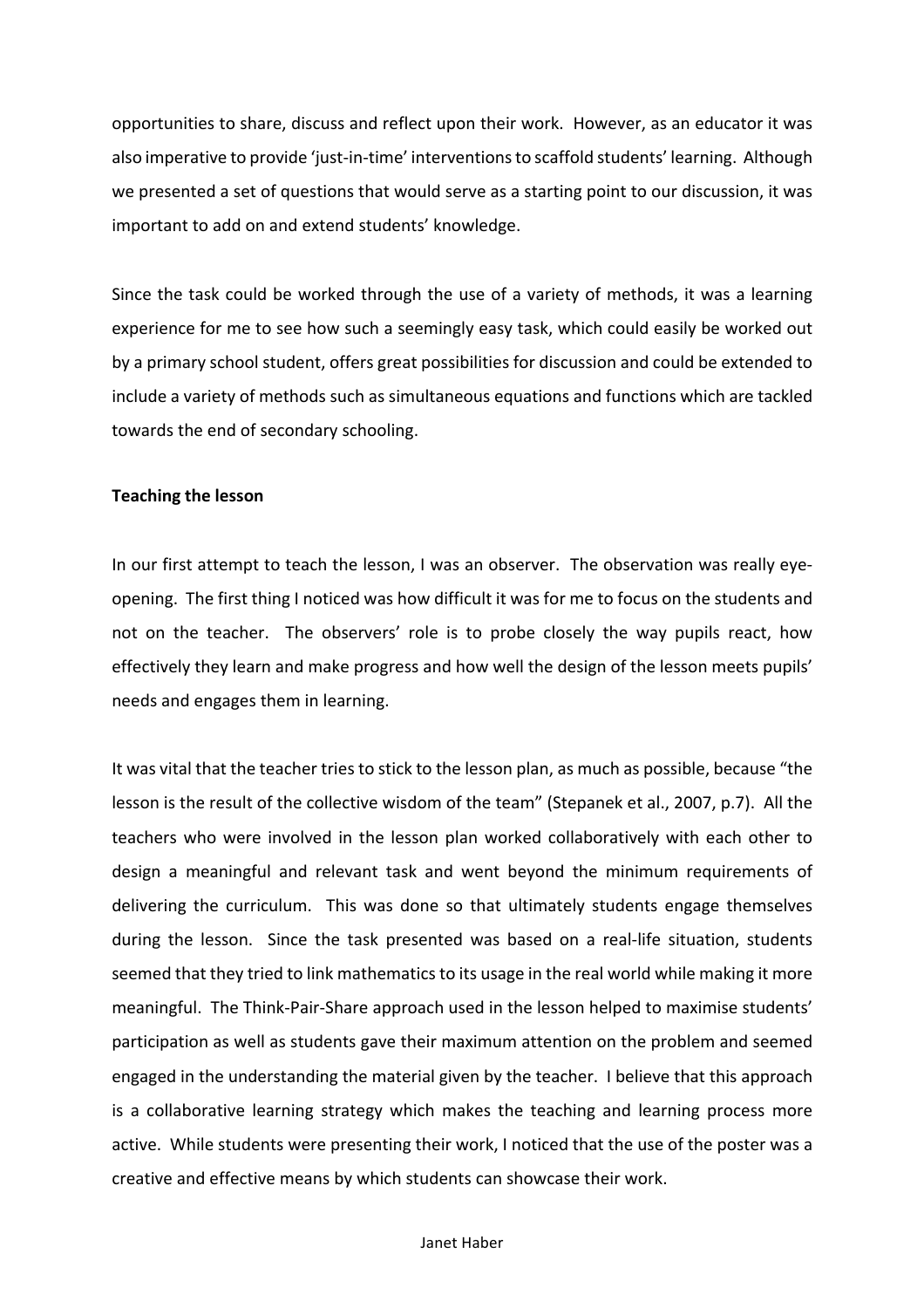opportunities to share, discuss and reflect upon their work. However, as an educator it was also imperative to provide 'just-in-time' interventions to scaffold students' learning. Although we presented a set of questions that would serve as a starting point to our discussion, it was important to add on and extend students' knowledge.

Since the task could be worked through the use of a variety of methods, it was a learning experience for me to see how such a seemingly easy task, which could easily be worked out by a primary school student, offers great possibilities for discussion and could be extended to include a variety of methods such as simultaneous equations and functions which are tackled towards the end of secondary schooling.

**Teaching the lesson**

In our first attempt to teach the lesson, I was an observer. The observation was really eye-opening. The first thing I noticed was how difficult it was for me to focus on the students and not on the teacher. The observers' role is to probe closely the way pupils react, how effectively they learn and make progress and how well the design of the lesson meets pupils' needs and engages them in learning.

It was vital that the teacher tries to stick to the lesson plan, as much as possible, because "the lesson is the result of the collective wisdom of the team" (Stepanek et al., 2007, p.7). All the teachers who were involved in the lesson plan worked collaboratively with each other to design a meaningful and relevant task and went beyond the minimum requirements of delivering the curriculum. This was done so that ultimately students engage themselves during the lesson. Since the task presented was based on a real-life situation, students seemed that they tried to link mathematics to its usage in the real world while making it more meaningful. The Think-Pair-Share approach used in the lesson helped to maximise students' participation as well as students gave their maximum attention on the problem and seemed engaged in the understanding the material given by the teacher. I believe that this approach is a collaborative learning strategy which makes the teaching and learning process more active. While students were presenting their work, I noticed that the use of the poster was a creative and effective means by which students can showcase their work.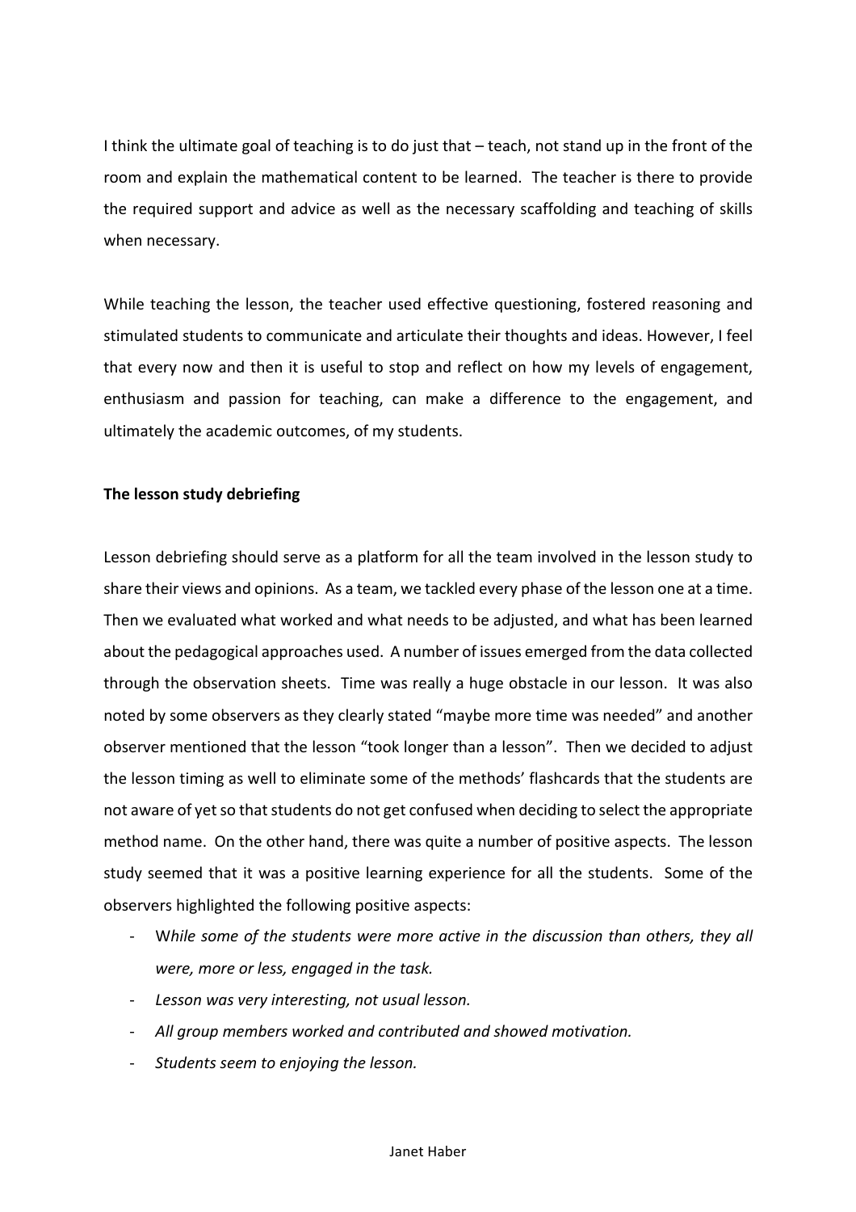I think the ultimate goal of teaching is to do just that – teach, not stand up in the front of the room and explain the mathematical content to be learned. The teacher is there to provide the required support and advice as well as the necessary scaffolding and teaching of skills when necessary.

While teaching the lesson, the teacher used effective questioning, fostered reasoning and stimulated students to communicate and articulate their thoughts and ideas. However, I feel that every now and then it is useful to stop and reflect on how my levels of engagement, enthusiasm and passion for teaching, can make a difference to the engagement, and ultimately the academic outcomes, of my students.

**The lesson study debriefing**

Lesson debriefing should serve as a platform for all the team involved in the lesson study to share their views and opinions. As a team, we tackled every phase of the lesson one at a time. Then we evaluated what worked and what needs to be adjusted, and what has been learned about the pedagogical approaches used. A number of issues emerged from the data collected through the observation sheets. Time was really a huge obstacle in our lesson. It was also noted by some observers as they clearly stated "maybe more time was needed" and another observer mentioned that the lesson "took longer than a lesson". Then we decided to adjust the lesson timing as well to eliminate some of the methods' flashcards that the students are not aware of yet so that students do not get confused when deciding to select the appropriate method name. On the other hand, there was quite a number of positive aspects. The lesson study seemed that it was a positive learning experience for all the students. Some of the observers highlighted the following positive aspects:

- *While some of the students were more active in the discussion than others, they all were, more or less, engaged in the task.*
- *Lesson was very interesting, not usual lesson.*
- *All group members worked and contributed and showed motivation.*
- *Students seem to enjoying the lesson.*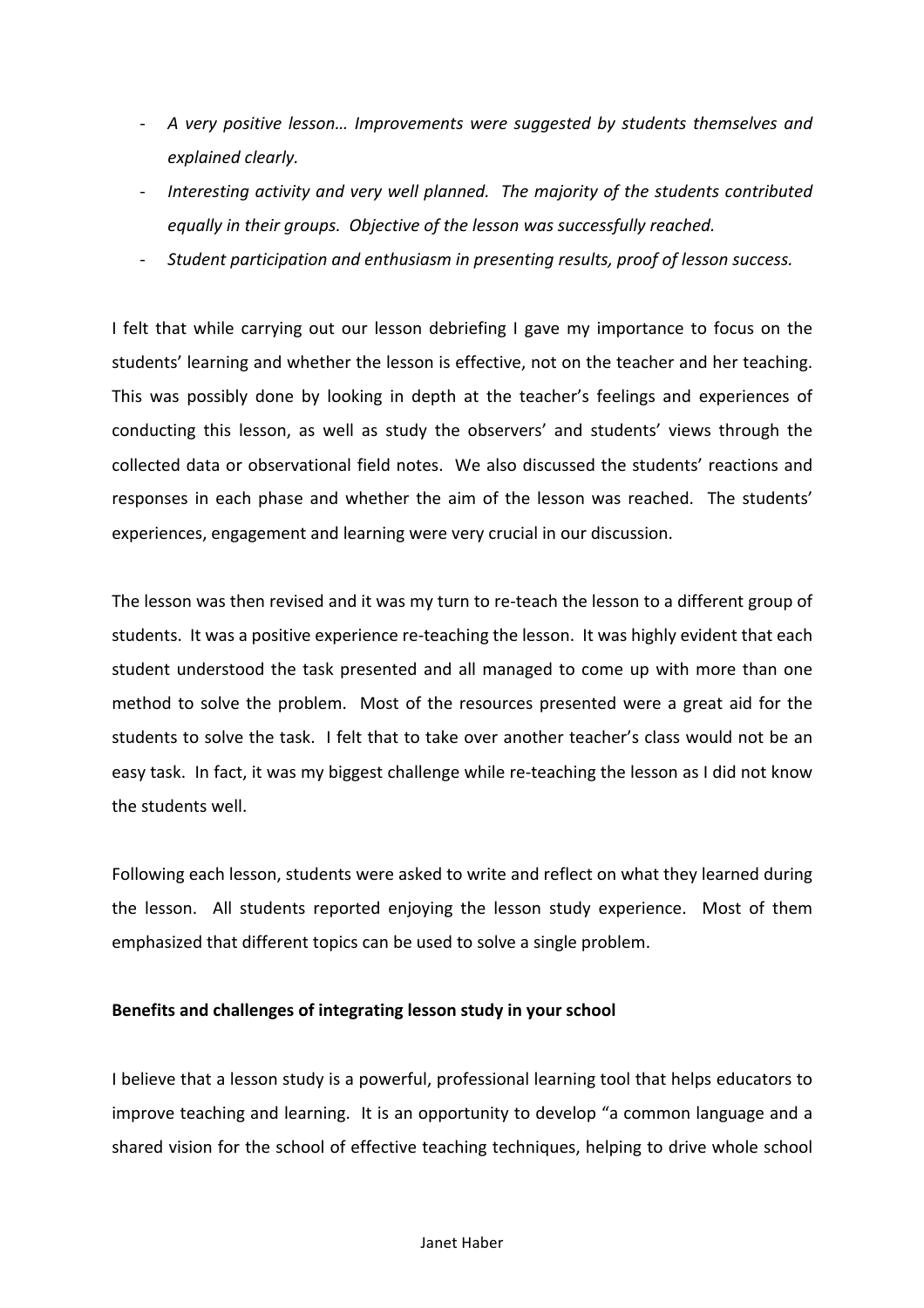- *A very positive lesson… Improvements were suggested by students themselves and explained clearly.*
- *Interesting activity and very well planned. The majority of the students contributed equally in their groups. Objective of the lesson was successfully reached.*
- *Student participation and enthusiasm in presenting results, proof of lesson success.*

I felt that while carrying out our lesson debriefing I gave my importance to focus on the students' learning and whether the lesson is effective, not on the teacher and her teaching. This was possibly done by looking in depth at the teacher's feelings and experiences of conducting this lesson, as well as study the observers' and students' views through the collected data or observational field notes. We also discussed the students' reactions and responses in each phase and whether the aim of the lesson was reached. The students' experiences, engagement and learning were very crucial in our discussion.

The lesson was then revised and it was my turn to re-teach the lesson to a different group of students. It was a positive experience re-teaching the lesson. It was highly evident that each student understood the task presented and all managed to come up with more than one method to solve the problem. Most of the resources presented were a great aid for the students to solve the task. I felt that to take over another teacher's class would not be an easy task. In fact, it was my biggest challenge while re-teaching the lesson as I did not know the students well.

Following each lesson, students were asked to write and reflect on what they learned during the lesson. All students reported enjoying the lesson study experience. Most of them emphasized that different topics can be used to solve a single problem.

**Benefits and challenges of integrating lesson study in your school**

I believe that a lesson study is a powerful, professional learning tool that helps educators to improve teaching and learning. It is an opportunity to develop "a common language and a shared vision for the school of effective teaching techniques, helping to drive whole school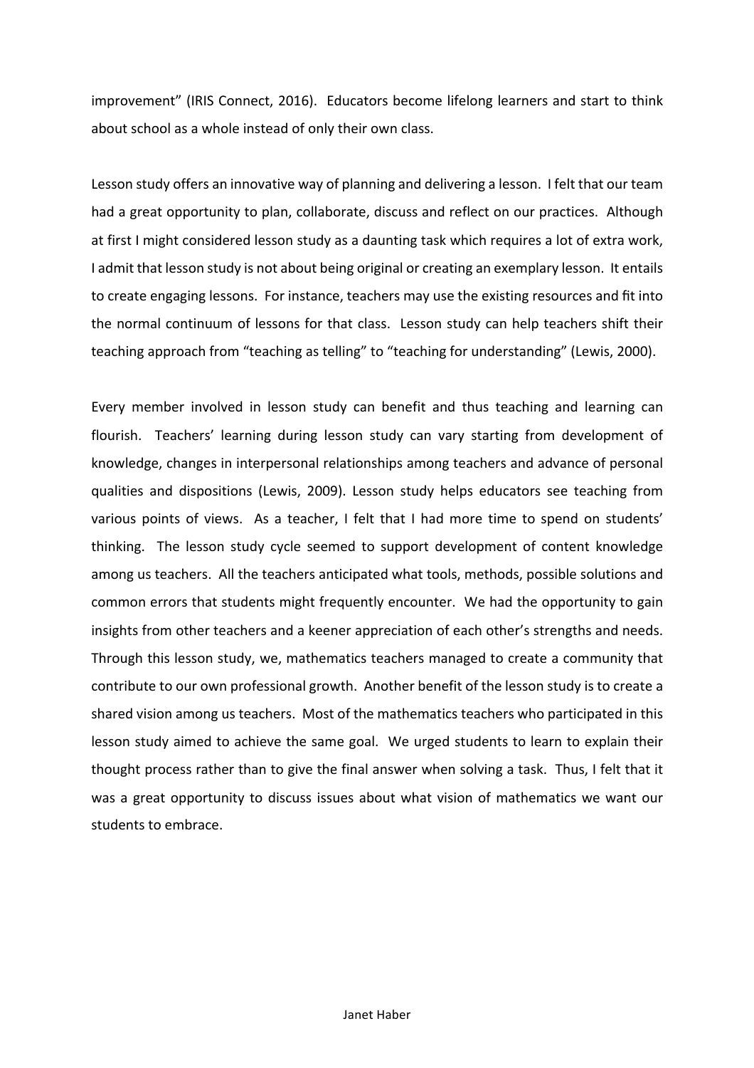improvement" (IRIS Connect, 2016). Educators become lifelong learners and start to think about school as a whole instead of only their own class.

Lesson study offers an innovative way of planning and delivering a lesson. I felt that our team had a great opportunity to plan, collaborate, discuss and reflect on our practices. Although at first I might considered lesson study as a daunting task which requires a lot of extra work, I admit that lesson study is not about being original or creating an exemplary lesson. It entails to create engaging lessons. For instance, teachers may use the existing resources and fit into the normal continuum of lessons for that class. Lesson study can help teachers shift their teaching approach from "teaching as telling" to "teaching for understanding" (Lewis, 2000).

Every member involved in lesson study can benefit and thus teaching and learning can flourish. Teachers' learning during lesson study can vary starting from development of knowledge, changes in interpersonal relationships among teachers and advance of personal qualities and dispositions (Lewis, 2009). Lesson study helps educators see teaching from various points of views. As a teacher, I felt that I had more time to spend on students' thinking. The lesson study cycle seemed to support development of content knowledge among us teachers. All the teachers anticipated what tools, methods, possible solutions and common errors that students might frequently encounter. We had the opportunity to gain insights from other teachers and a keener appreciation of each other's strengths and needs. Through this lesson study, we, mathematics teachers managed to create a community that contribute to our own professional growth. Another benefit of the lesson study is to create a shared vision among us teachers. Most of the mathematics teachers who participated in this lesson study aimed to achieve the same goal. We urged students to learn to explain their thought process rather than to give the final answer when solving a task. Thus, I felt that it was a great opportunity to discuss issues about what vision of mathematics we want our students to embrace.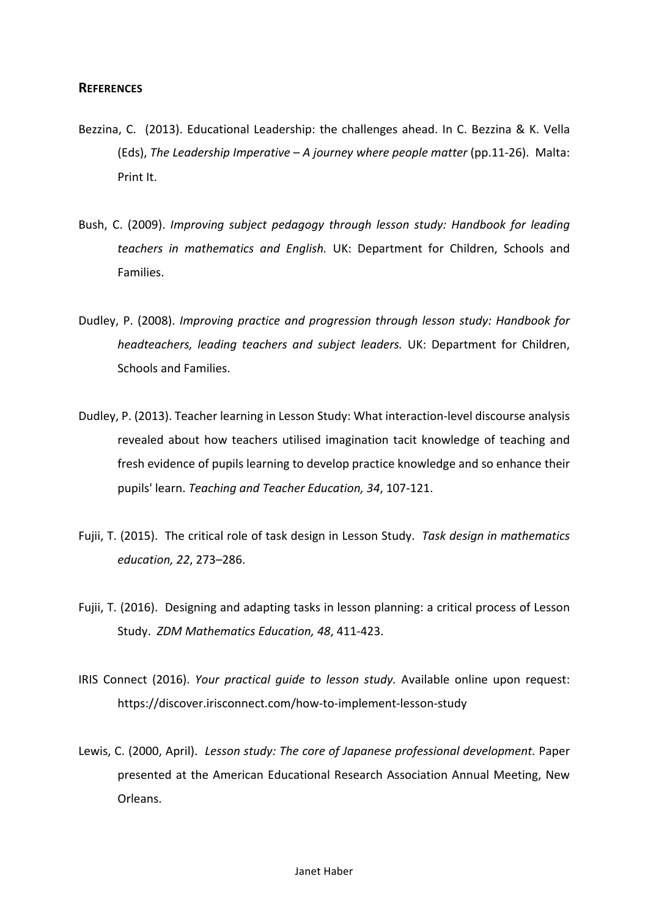## REFERENCES

Bezzina, C. (2013). Educational Leadership: the challenges ahead. In C. Bezzina & K. Vella (Eds), *The Leadership Imperative – A journey where people matter* (pp.11-26). Malta: Print It.

Bush, C. (2009). *Improving subject pedagogy through lesson study: Handbook for leading teachers in mathematics and English.* UK: Department for Children, Schools and Families.

Dudley, P. (2008). *Improving practice and progression through lesson study: Handbook for headteachers, leading teachers and subject leaders.* UK: Department for Children, Schools and Families.

Dudley, P. (2013). Teacher learning in Lesson Study: What interaction-level discourse analysis revealed about how teachers utilised imagination tacit knowledge of teaching and fresh evidence of pupils learning to develop practice knowledge and so enhance their pupils' learn. *Teaching and Teacher Education, 34*, 107-121.

Fujii, T. (2015). The critical role of task design in Lesson Study. *Task design in mathematics education, 22*, 273–286.

Fujii, T. (2016). Designing and adapting tasks in lesson planning: a critical process of Lesson Study. *ZDM Mathematics Education, 48*, 411-423.

IRIS Connect (2016). *Your practical guide to lesson study.* Available online upon request: https://discover.irisconnect.com/how-to-implement-lesson-study

Lewis, C. (2000, April). *Lesson study: The core of Japanese professional development.* Paper presented at the American Educational Research Association Annual Meeting, New Orleans.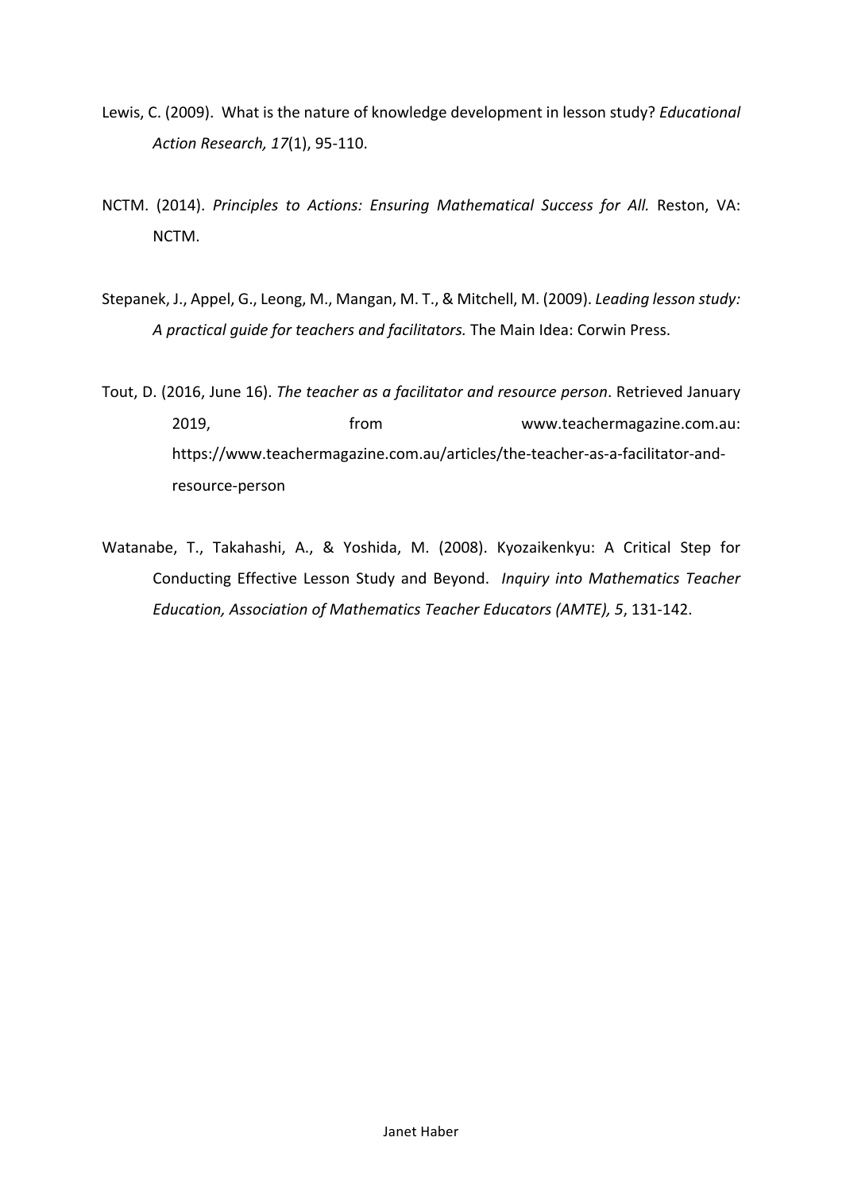Lewis, C. (2009). What is the nature of knowledge development in lesson study? *Educational Action Research, 17*(1), 95-110.

NCTM. (2014). *Principles to Actions: Ensuring Mathematical Success for All.* Reston, VA: NCTM.

Stepanek, J., Appel, G., Leong, M., Mangan, M. T., & Mitchell, M. (2009). *Leading lesson study: A practical guide for teachers and facilitators.* The Main Idea: Corwin Press.

Tout, D. (2016, June 16). *The teacher as a facilitator and resource person*. Retrieved January 2019, from www.teachermagazine.com.au: https://www.teachermagazine.com.au/articles/the-teacher-as-a-facilitator-and-resource-person

Watanabe, T., Takahashi, A., & Yoshida, M. (2008). Kyozaikenkyu: A Critical Step for Conducting Effective Lesson Study and Beyond. *Inquiry into Mathematics Teacher Education, Association of Mathematics Teacher Educators (AMTE), 5*, 131-142.